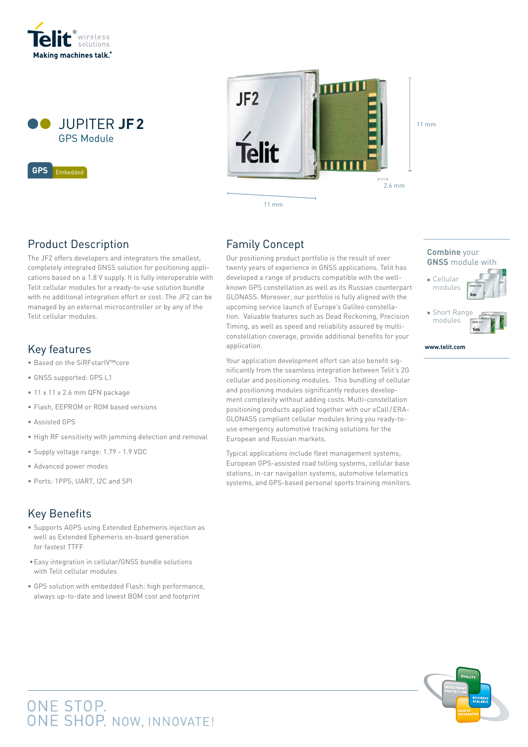Telit wireless solutions

Making machines talk.

# JUPITER JF2

## GPS Module

GPS Embedded

11 mm

2.6 mm

11 mm

## Product Description

The JF2 offers developers and integrators the smallest, completely integrated GNSS solution for positioning applications based on a 1.8 V supply. It is fully interoperable with Telit cellular modules for a ready-to-use solution bundle with no additional integration effort or cost. The JF2 can be managed by an external microcontroller or by any of the Telit cellular modules.

## Key features

- Based on the SiRFstarIV™core
- GNSS supported: GPS L1
- 11 x 11 x 2.6 mm QFN package
- Flash, EEPROM or ROM based versions
- Assisted GPS
- High RF sensitivity with jamming detection and removal
- Supply voltage range: 1.79 - 1.9 VDC
- Advanced power modes
- Ports: 1PPS, UART, I2C and SPI

## Key Benefits

- Supports AGPS using Extended Ephemeris injection as well as Extended Ephemeris on-board generation for fastest TTFF
- Easy integration in cellular/GNSS bundle solutions with Telit cellular modules
- GPS solution with embedded Flash: high performance, always up-to-date and lowest BOM cost and footprint

## Family Concept

Our positioning product portfolio is the result of over twenty years of experience in GNSS applications. Telit has developed a range of products compatible with the well-known GPS constellation as well as its Russian counterpart GLONASS. Moreover, our portfolio is fully aligned with the upcoming service launch of Europe's Galileo constellation. Valuable features such as Dead Reckoning, Precision Timing, as well as speed and reliability assured by multi-constellation coverage, provide additional benefits for your application.

Your application development effort can also benefit significantly from the seamless integration between Telit's 2G cellular and positioning modules. This bundling of cellular and positioning modules significantly reduces development complexity without adding costs. Multi-constellation positioning products applied together with our eCall/ERA-GLONASS compliant cellular modules bring you ready-to-use emergency automotive tracking solutions for the European and Russian markets.

Typical applications include fleet management systems, European GPS-assisted road tolling systems, cellular base stations, in-car navigation systems, automotive telematics systems, and GPS-based personal sports training monitors.

**Combine** your **GNSS** module with

- Cellular modules
- Short Range modules

**www.telit.com**

ONE STOP.
ONE SHOP. NOW, INNOVATE!

QUALITY · INVESTMENT PROTECTION · BUSINESS SCALABLE · EASE OF INTEGRATION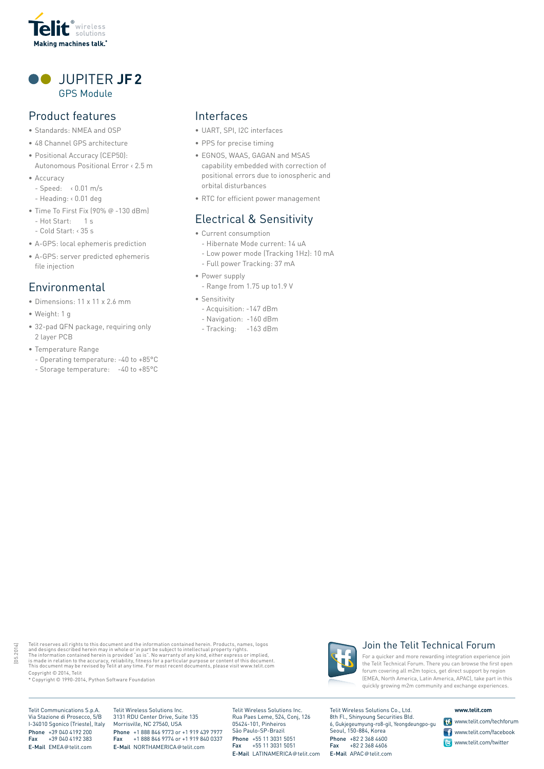Telit wireless solutions

Making machines talk.*

# JUPITER JF2

GPS Module

## Product features

- Standards: NMEA and OSP
- 48 Channel GPS architecture
- Positional Accuracy (CEP50): Autonomous Positional Error ‹ 2.5 m
- Accuracy
  - Speed: ‹ 0.01 m/s
  - Heading: ‹ 0.01 deg
- Time To First Fix (90% @ -130 dBm)
  - Hot Start: 1 s
  - Cold Start: ‹ 35 s
- A-GPS: local ephemeris prediction
- A-GPS: server predicted ephemeris file injection

## Environmental

- Dimensions: 11 x 11 x 2.6 mm
- Weight: 1 g
- 32-pad QFN package, requiring only 2 layer PCB
- Temperature Range
  - Operating temperature: -40 to +85°C
  - Storage temperature: -40 to +85°C

## Interfaces

- UART, SPI, I2C interfaces
- PPS for precise timing
- EGNOS, WAAS, GAGAN and MSAS capability embedded with correction of positional errors due to ionospheric and orbital disturbances
- RTC for efficient power management

## Electrical & Sensitivity

- Current consumption
  - Hibernate Mode current: 14 uA
  - Low power mode (Tracking 1Hz): 10 mA
  - Full power Tracking: 37 mA
- Power supply
  - Range from 1.75 up to1.9 V
- Sensitivity
  - Acquisition: -147 dBm
  - Navigation: -160 dBm
  - Tracking: -163 dBm

[05.2014]

Telit reserves all rights to this document and the information contained herein. Products, names, logos and designs described herein may in whole or in part be subject to intellectual property rights. The information contained herein is provided "as is". No warranty of any kind, either express or implied, is made in relation to the accuracy, reliability, fitness for a particular purpose or content of this document. This document may be revised by Telit at any time. For most recent documents, please visit www.telit.com
Copyright © 2014, Telit
* Copyright © 1990-2014, Python Software Foundation

## Join the Telit Technical Forum

For a quicker and more rewarding integration experience join the Telit Technical Forum. There you can browse the first open forum covering all m2m topics, get direct support by region (EMEA, North America, Latin America, APAC), take part in this quickly growing m2m community and exchange experiences.

Telit Communications S.p.A.
Via Stazione di Prosecco, 5/B
I-34010 Sgonico (Trieste), Italy
**Phone** +39 040 4192 200
**Fax** +39 040 4192 383
**E-Mail** EMEA@telit.com

Telit Wireless Solutions Inc.
3131 RDU Center Drive, Suite 135
Morrisville, NC 27560, USA
**Phone** +1 888 846 9773 or +1 919 439 7977
**Fax** +1 888 846 9774 or +1 919 840 0337
**E-Mail** NORTHAMERICA@telit.com

Telit Wireless Solutions Inc.
Rua Paes Leme, 524, Conj, 126
05424-101, Pinheiros
São Paulo-SP-Brazil
**Phone** +55 11 3031 5051
**Fax** +55 11 3031 5051
**E-Mail** LATINAMERICA@telit.com

Telit Wireless Solutions Co., Ltd.
8th Fl., Shinyoung Securities Bld.
6, Gukjegeumyung-ro8-gil, Yeongdeungpo-gu
Seoul, 150-884, Korea
**Phone** +82 2 368 4600
**Fax** +82 2 368 4606
**E-Mail** APAC@telit.com

**www.telit.com**
www.telit.com/techforum
www.telit.com/facebook
www.telit.com/twitter